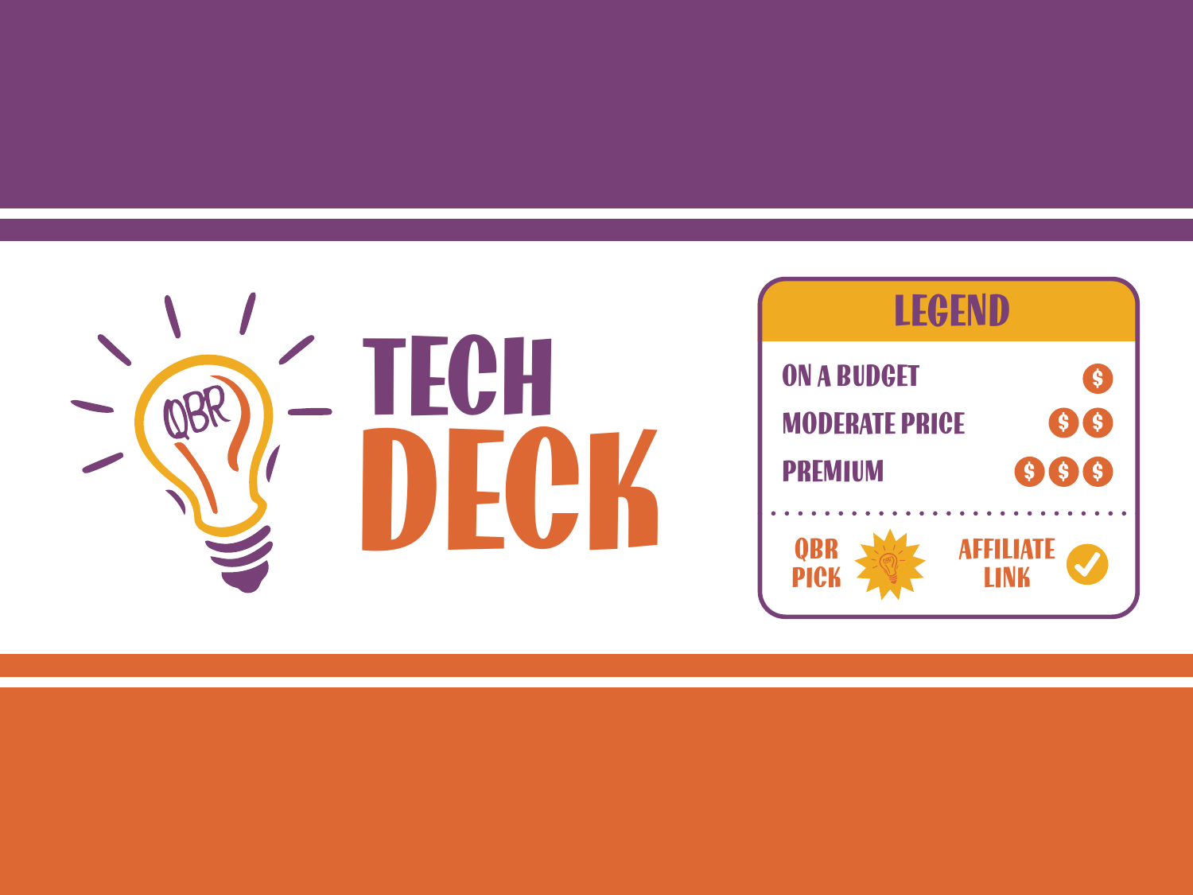# TECH DECK

## LEGEND

| | |
|---|---|
| ON A BUDGET | $ |
| MODERATE PRICE | $ $ |
| PREMIUM | $ $ $ |

QBR PICK

AFFILIATE LINK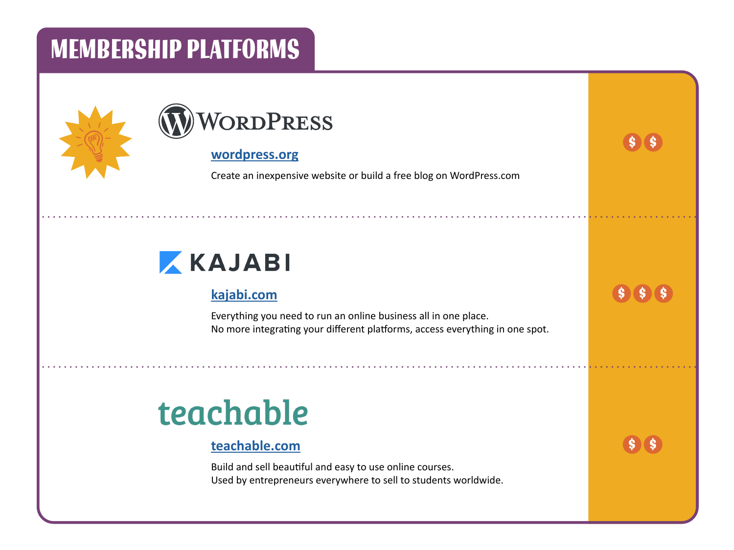# MEMBERSHIP PLATFORMS

## WordPress

**wordpress.org**

Create an inexpensive website or build a free blog on WordPress.com

$$

## KAJABI

**kajabi.com**

Everything you need to run an online business all in one place.
No more integrating your different platforms, access everything in one spot.

$$$

## teachable

**teachable.com**

Build and sell beautiful and easy to use online courses.
Used by entrepreneurs everywhere to sell to students worldwide.

$$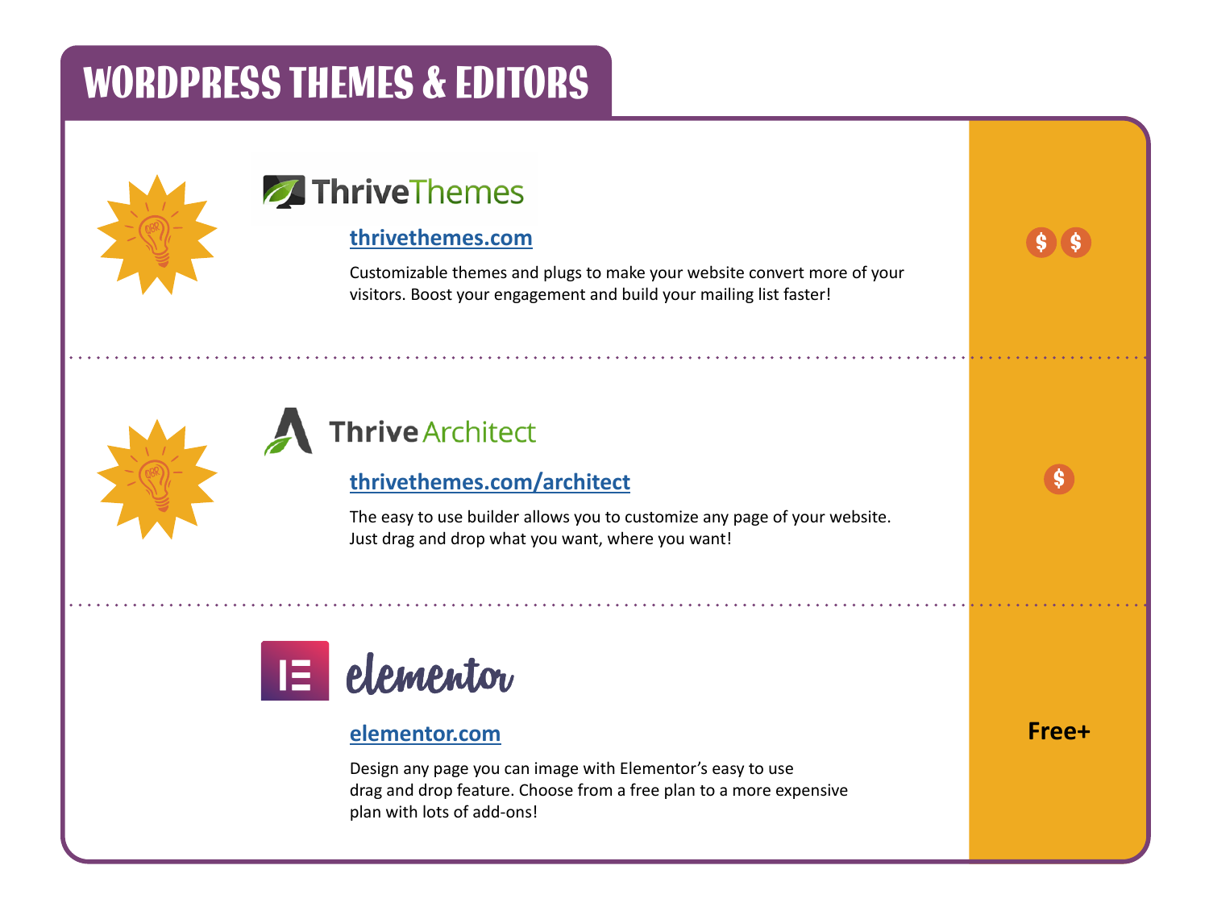# WORDPRESS THEMES & EDITORS

## ThriveThemes

**thrivethemes.com**

Customizable themes and plugs to make your website convert more of your visitors. Boost your engagement and build your mailing list faster!

$$

---

## Thrive Architect

**thrivethemes.com/architect**

The easy to use builder allows you to customize any page of your website. Just drag and drop what you want, where you want!

$

---

## elementor

**elementor.com**

Design any page you can image with Elementor's easy to use drag and drop feature. Choose from a free plan to a more expensive plan with lots of add-ons!

**Free+**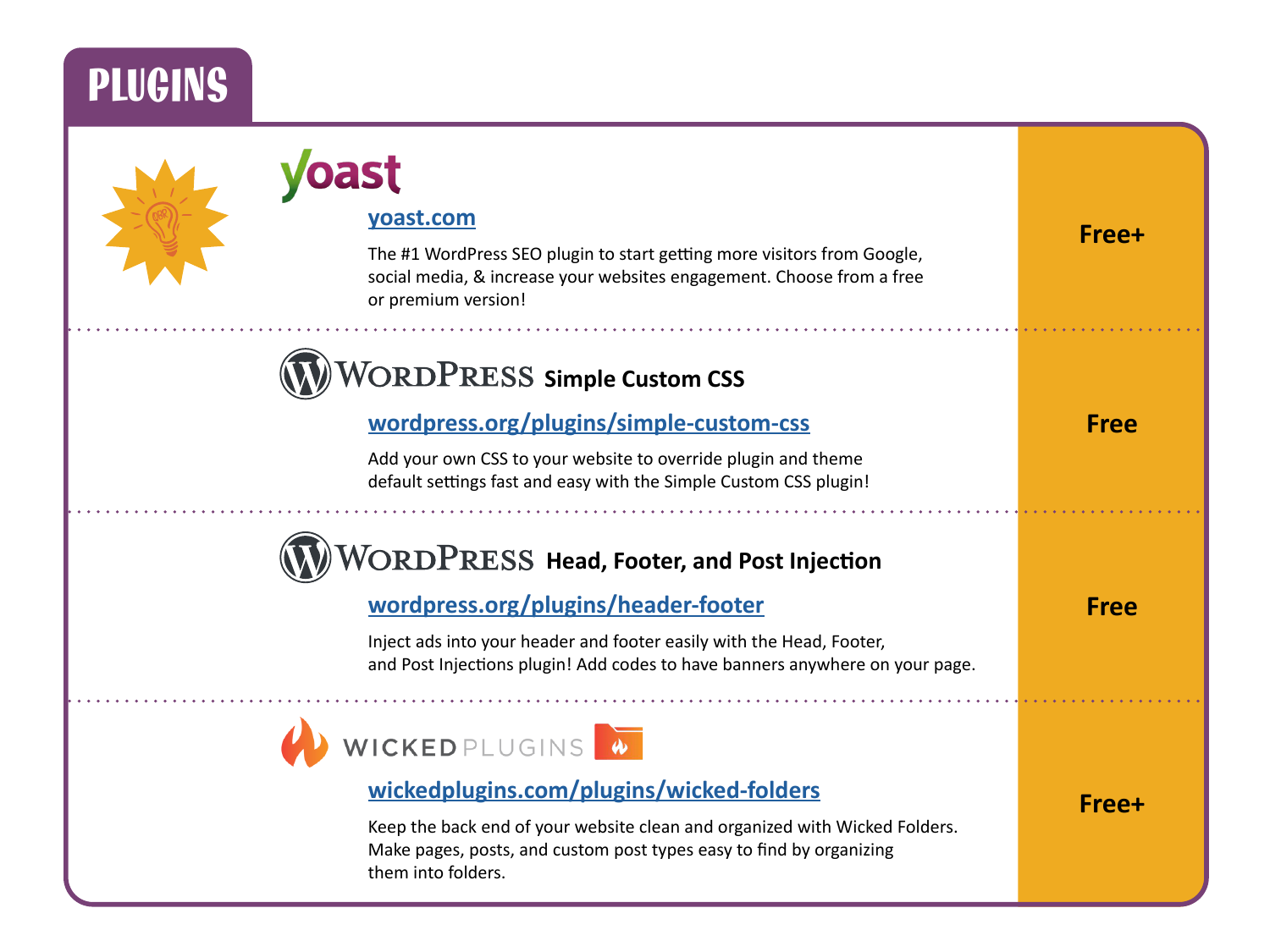# PLUGINS

| Plugin | Price |
| --- | --- |
| **yoast**<br>yoast.com<br>The #1 WordPress SEO plugin to start getting more visitors from Google, social media, & increase your websites engagement. Choose from a free or premium version! | **Free+** |
| **WordPress Simple Custom CSS**<br>wordpress.org/plugins/simple-custom-css<br>Add your own CSS to your website to override plugin and theme default settings fast and easy with the Simple Custom CSS plugin! | **Free** |
| **WordPress Head, Footer, and Post Injection**<br>wordpress.org/plugins/header-footer<br>Inject ads into your header and footer easily with the Head, Footer, and Post Injections plugin! Add codes to have banners anywhere on your page. | **Free** |
| **WICKED PLUGINS**<br>wickedplugins.com/plugins/wicked-folders<br>Keep the back end of your website clean and organized with Wicked Folders. Make pages, posts, and custom post types easy to find by organizing them into folders. | **Free+** |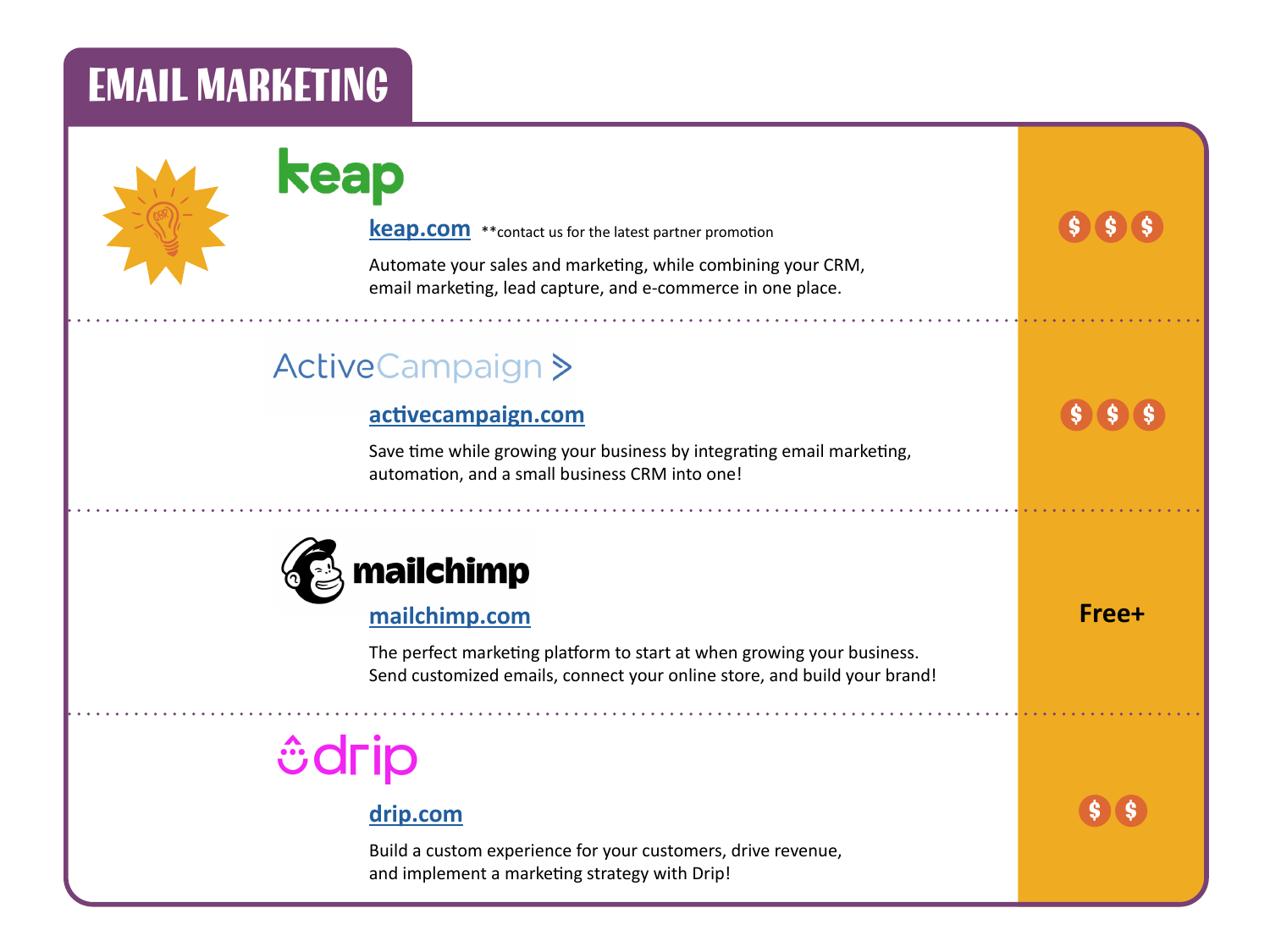# EMAIL MARKETING

## keap

keap.com **contact us for the latest partner promotion

Automate your sales and marketing, while combining your CRM, email marketing, lead capture, and e-commerce in one place.

$$$

## ActiveCampaign

activecampaign.com

Save time while growing your business by integrating email marketing, automation, and a small business CRM into one!

$$$

## mailchimp

mailchimp.com

The perfect marketing platform to start at when growing your business. Send customized emails, connect your online store, and build your brand!

Free+

## drip

drip.com

Build a custom experience for your customers, drive revenue, and implement a marketing strategy with Drip!

$$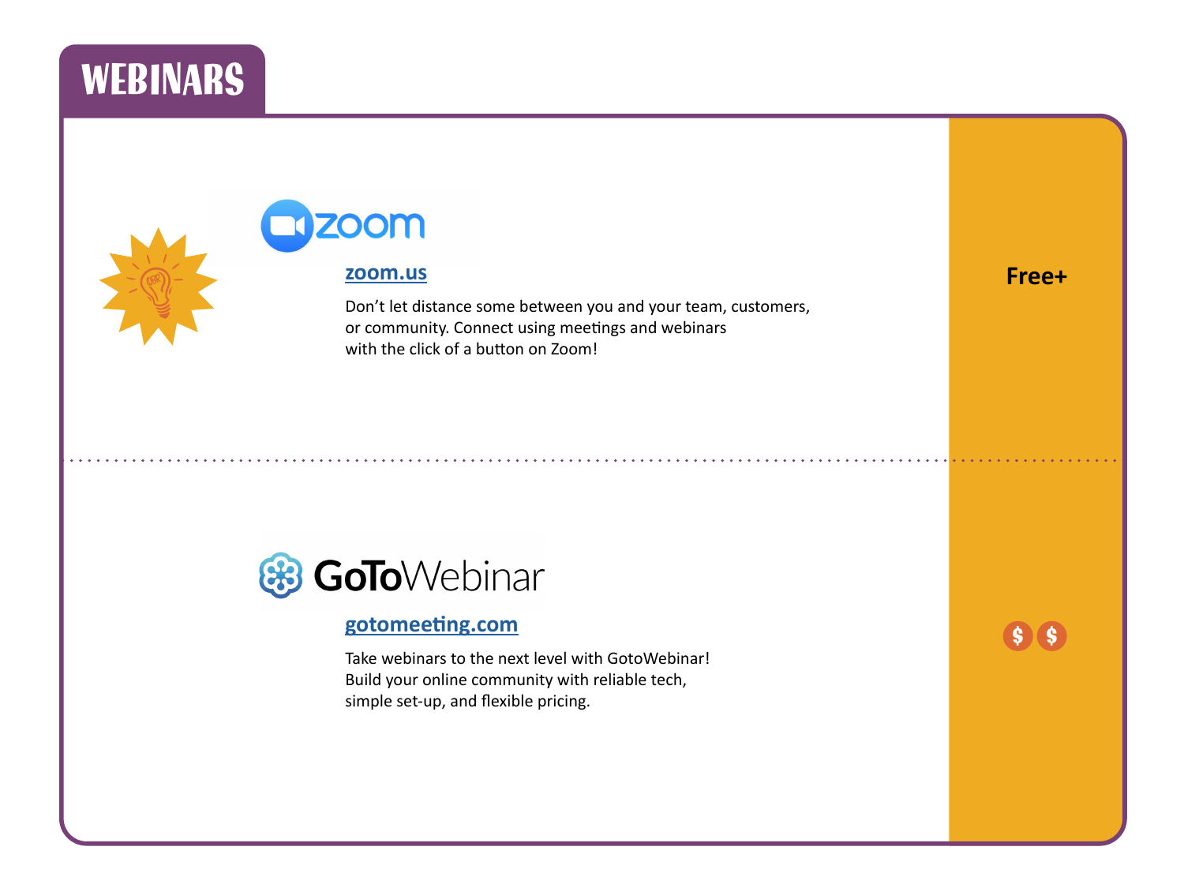# WEBINARS

## zoom

**zoom.us**

Don't let distance some between you and your team, customers, or community. Connect using meetings and webinars with the click of a button on Zoom!

**Free+**

---

## GoToWebinar

**gotomeeting.com**

Take webinars to the next level with GotoWebinar! Build your online community with reliable tech, simple set-up, and flexible pricing.

$ $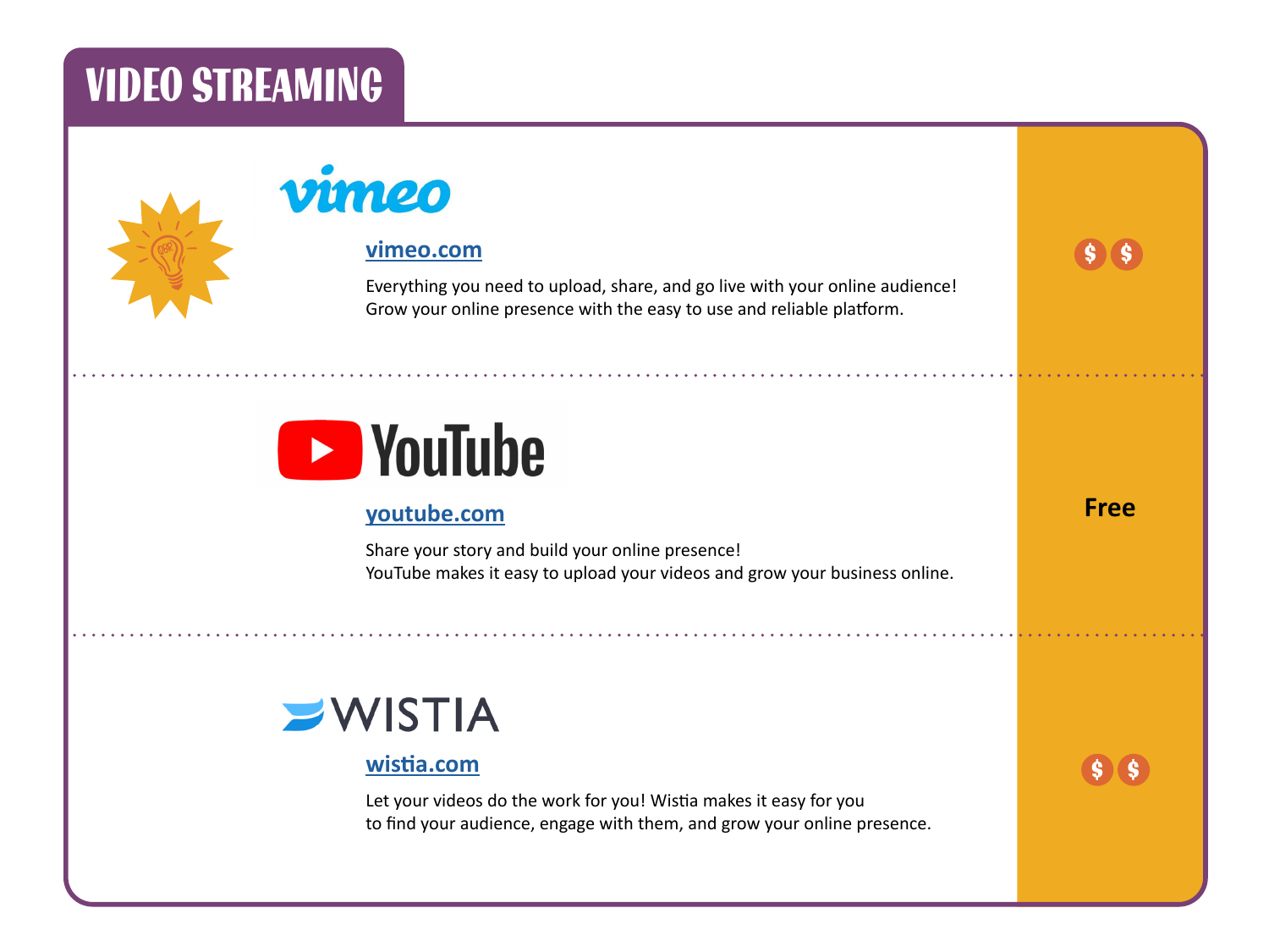# VIDEO STREAMING

**vimeo**

[vimeo.com](vimeo.com)

Everything you need to upload, share, and go live with your online audience!
Grow your online presence with the easy to use and reliable platform.

$$

---

**YouTube**

[youtube.com](youtube.com)

Share your story and build your online presence!
YouTube makes it easy to upload your videos and grow your business online.

**Free**

---

**WISTIA**

[wistia.com](wistia.com)

Let your videos do the work for you! Wistia makes it easy for you
to find your audience, engage with them, and grow your online presence.

$$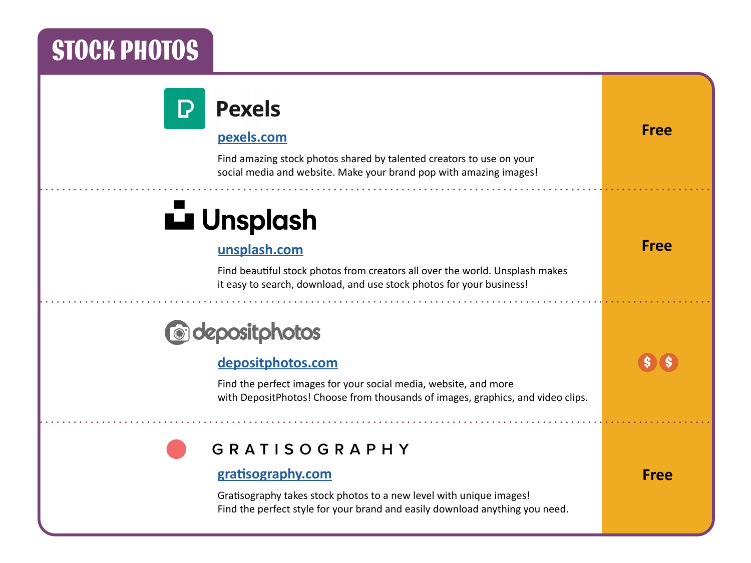# STOCK PHOTOS

## Pexels

pexels.com

Find amazing stock photos shared by talented creators to use on your social media and website. Make your brand pop with amazing images!

**Free**

## Unsplash

unsplash.com

Find beautiful stock photos from creators all over the world. Unsplash makes it easy to search, download, and use stock photos for your business!

**Free**

## depositphotos

depositphotos.com

Find the perfect images for your social media, website, and more with DepositPhotos! Choose from thousands of images, graphics, and video clips.

$$

## GRATISOGRAPHY

gratisography.com

Gratisography takes stock photos to a new level with unique images! Find the perfect style for your brand and easily download anything you need.

**Free**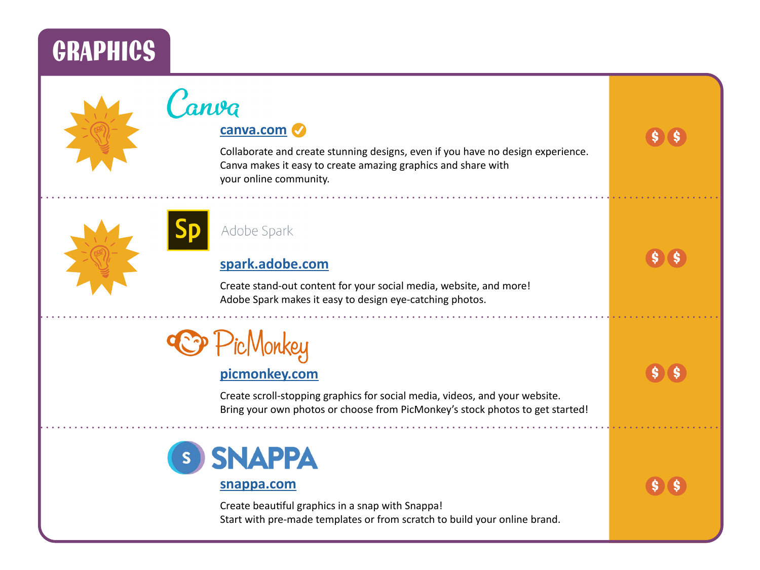# GRAPHICS

## Canva

**canva.com** ✓

Collaborate and create stunning designs, even if you have no design experience. Canva makes it easy to create amazing graphics and share with your online community.

$ $

---

## Adobe Spark

**spark.adobe.com**

Create stand-out content for your social media, website, and more! Adobe Spark makes it easy to design eye-catching photos.

$ $

---

## PicMonkey

**picmonkey.com**

Create scroll-stopping graphics for social media, videos, and your website. Bring your own photos or choose from PicMonkey's stock photos to get started!

$ $

---

## SNAPPA

**snappa.com**

Create beautiful graphics in a snap with Snappa! Start with pre-made templates or from scratch to build your online brand.

$ $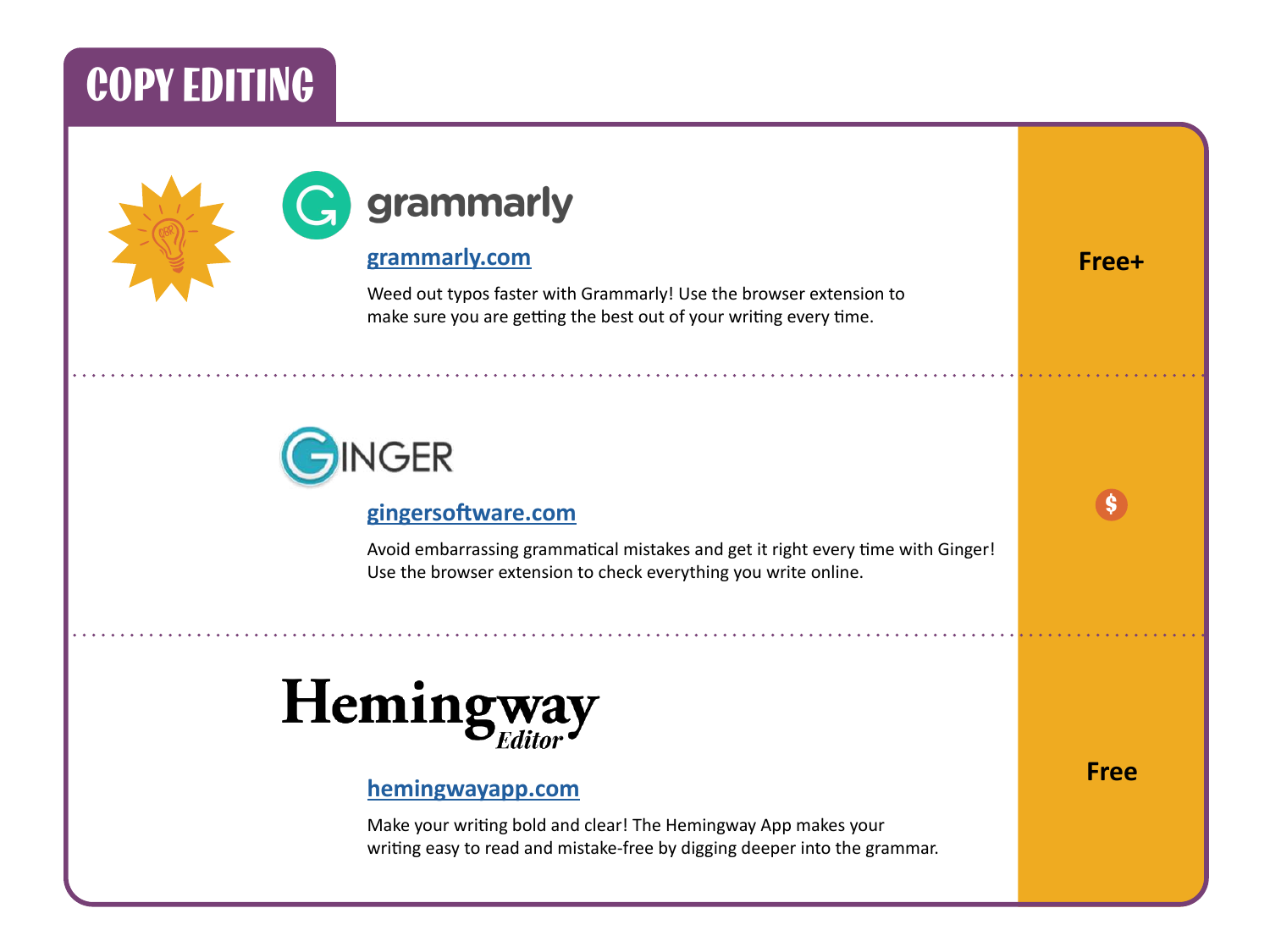# COPY EDITING

## grammarly

[grammarly.com](grammarly.com)

Weed out typos faster with Grammarly! Use the browser extension to make sure you are getting the best out of your writing every time.

**Free+**

---

## GINGER

[gingersoftware.com](gingersoftware.com)

Avoid embarrassing grammatical mistakes and get it right every time with Ginger! Use the browser extension to check everything you write online.

$

---

## Hemingway Editor

[hemingwayapp.com](hemingwayapp.com)

Make your writing bold and clear! The Hemingway App makes your writing easy to read and mistake-free by digging deeper into the grammar.

**Free**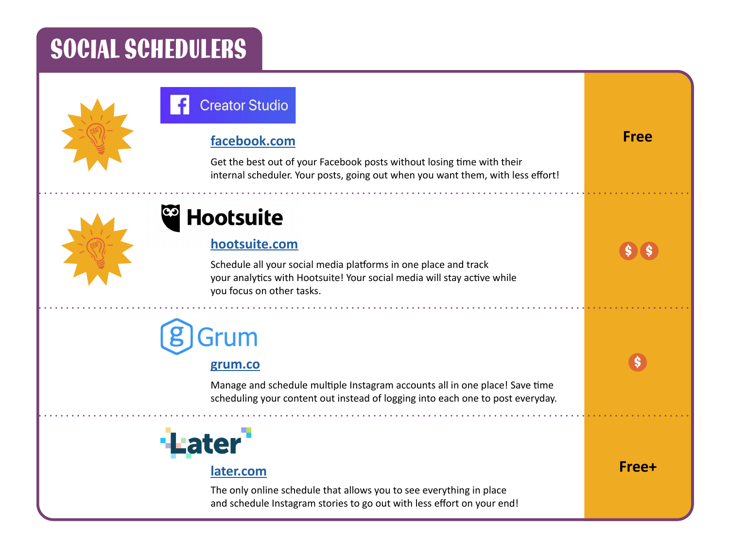# SOCIAL SCHEDULERS

## Creator Studio

**facebook.com**

Get the best out of your Facebook posts without losing time with their internal scheduler. Your posts, going out when you want them, with less effort!

**Free**

## Hootsuite

**hootsuite.com**

Schedule all your social media platforms in one place and track your analytics with Hootsuite! Your social media will stay active while you focus on other tasks.

**$ $**

## Grum

**grum.co**

Manage and schedule multiple Instagram accounts all in one place! Save time scheduling your content out instead of logging into each one to post everyday.

**$**

## Later

**later.com**

The only online schedule that allows you to see everything in place and schedule Instagram stories to go out with less effort on your end!

**Free+**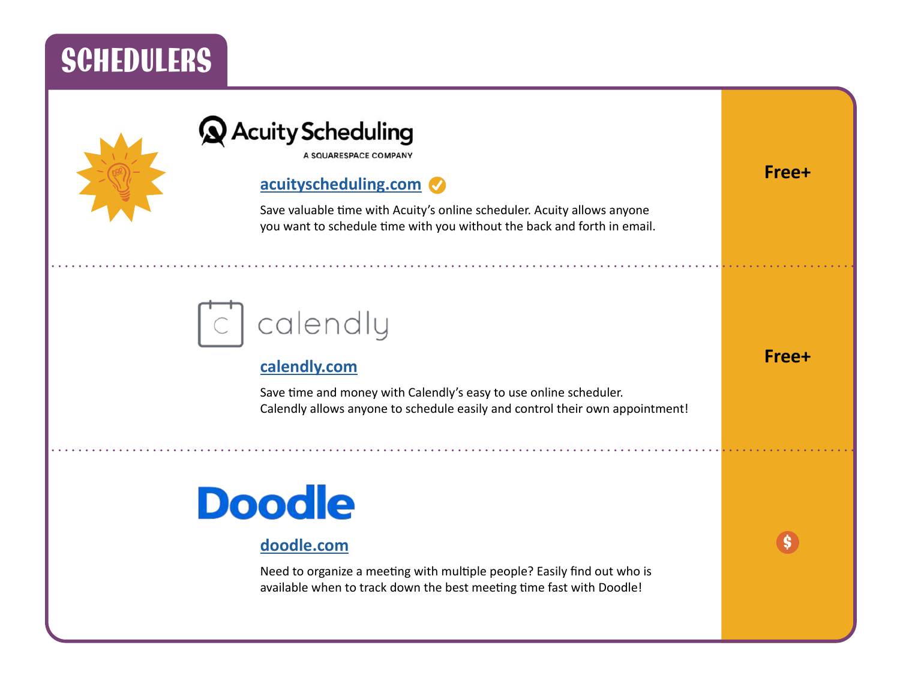# SCHEDULERS

## Acuity Scheduling
A SQUARESPACE COMPANY

[acuityscheduling.com](acuityscheduling.com) ✓

Save valuable time with Acuity's online scheduler. Acuity allows anyone you want to schedule time with you without the back and forth in email.

**Free+**

---

## calendly

[calendly.com](calendly.com)

Save time and money with Calendly's easy to use online scheduler. Calendly allows anyone to schedule easily and control their own appointment!

**Free+**

---

## Doodle

[doodle.com](doodle.com)

Need to organize a meeting with multiple people? Easily find out who is available when to track down the best meeting time fast with Doodle!

$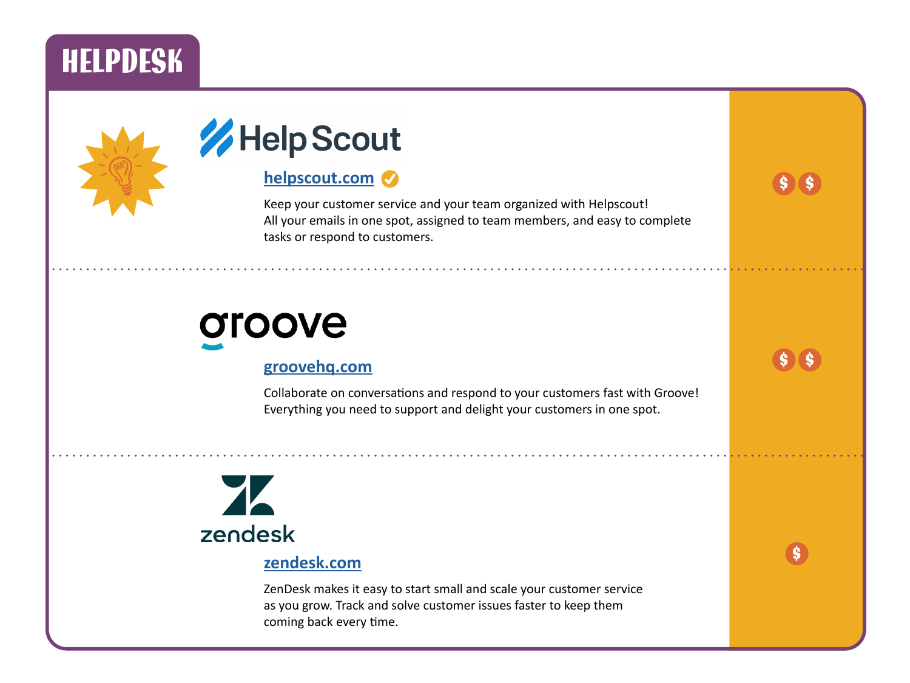# HELPDESK

## Help Scout

[helpscout.com](https://helpscout.com)

Keep your customer service and your team organized with Helpscout!
All your emails in one spot, assigned to team members, and easy to complete tasks or respond to customers.

$$

---

## groove

[groovehq.com](https://groovehq.com)

Collaborate on conversations and respond to your customers fast with Groove!
Everything you need to support and delight your customers in one spot.

$$

---

## zendesk

[zendesk.com](https://zendesk.com)

ZenDesk makes it easy to start small and scale your customer service as you grow. Track and solve customer issues faster to keep them coming back every time.

$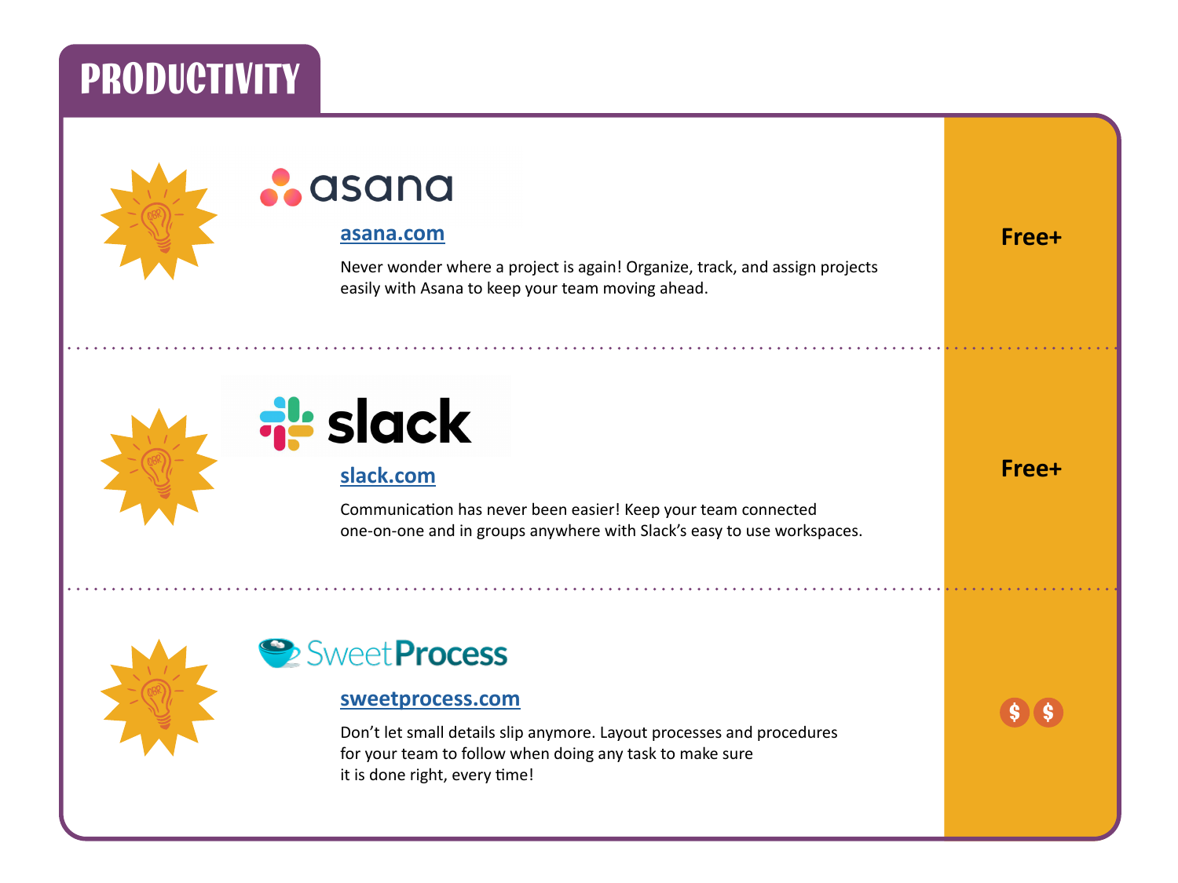# PRODUCTIVITY

## asana

**asana.com**

Never wonder where a project is again! Organize, track, and assign projects easily with Asana to keep your team moving ahead.

**Free+**

---

## slack

**slack.com**

Communication has never been easier! Keep your team connected one-on-one and in groups anywhere with Slack's easy to use workspaces.

**Free+**

---

## SweetProcess

**sweetprocess.com**

Don't let small details slip anymore. Layout processes and procedures for your team to follow when doing any task to make sure it is done right, every time!

**$$**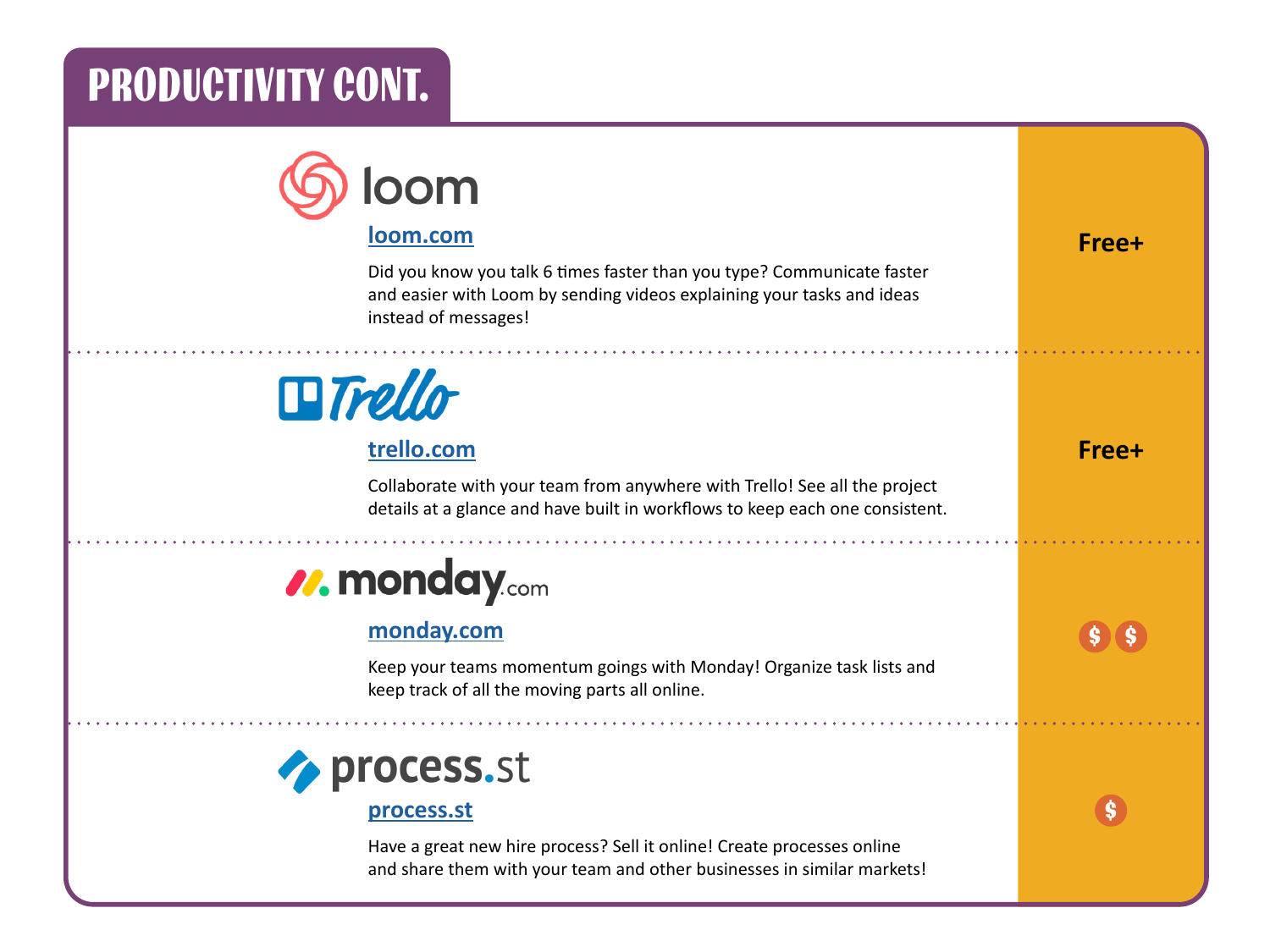# PRODUCTIVITY CONT.

## loom

**loom.com**

Did you know you talk 6 times faster than you type? Communicate faster and easier with Loom by sending videos explaining your tasks and ideas instead of messages!

**Free+**

## Trello

**trello.com**

Collaborate with your team from anywhere with Trello! See all the project details at a glance and have built in workflows to keep each one consistent.

**Free+**

## monday.com

**monday.com**

Keep your teams momentum goings with Monday! Organize task lists and keep track of all the moving parts all online.

$$

## process.st

**process.st**

Have a great new hire process? Sell it online! Create processes online and share them with your team and other businesses in similar markets!

$